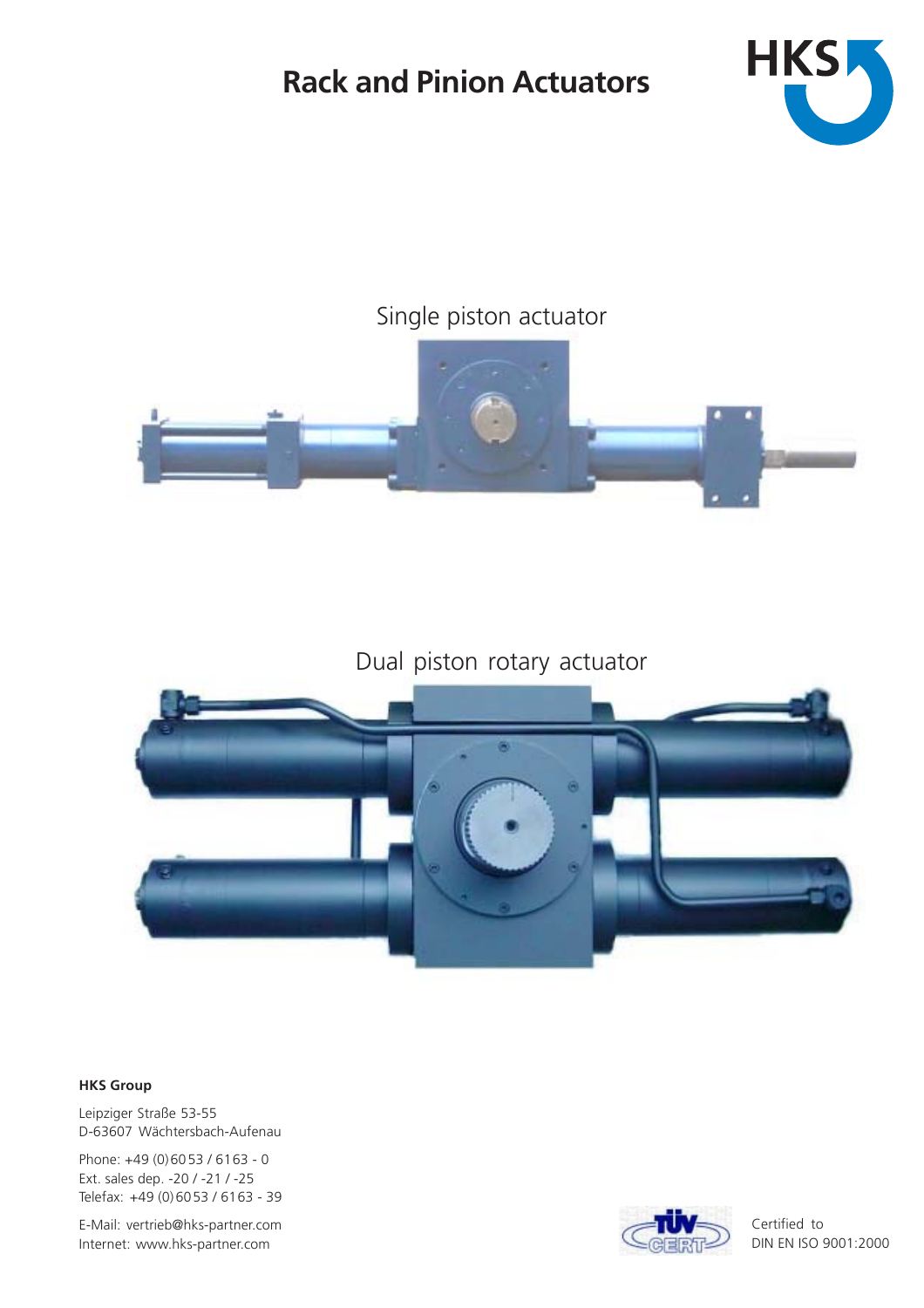# Rack and Pinion Actuators

HKS

Single piston actuator

Dual piston rotary actuator

**HKS Group**

Leipziger Straße 53-55
D-63607 Wächtersbach-Aufenau

Phone: +49 (0) 60 53 / 61 63 - 0
Ext. sales dep. -20 / -21 / -25
Telefax: +49 (0) 60 53 / 61 63 - 39

E-Mail: vertrieb@hks-partner.com
Internet: www.hks-partner.com

TÜV CERT

Certified to
DIN EN ISO 9001:2000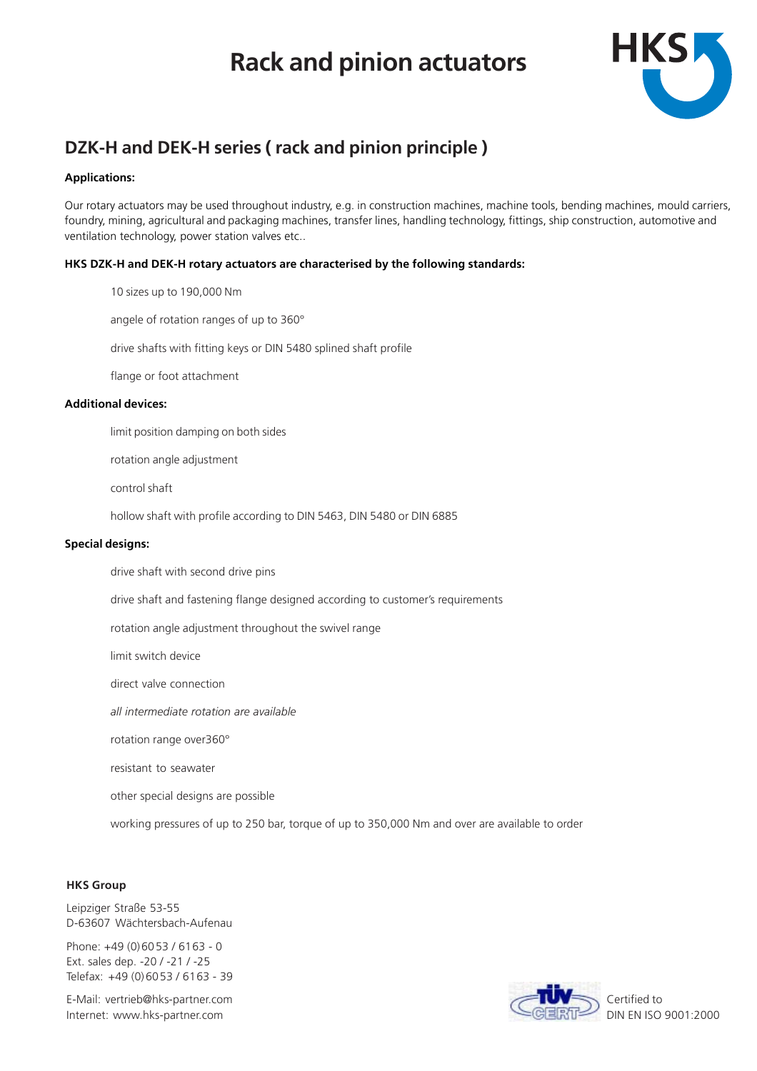# Rack and pinion actuators

## DZK-H and DEK-H series ( rack and pinion principle )

**Applications:**

Our rotary actuators may be used throughout industry, e.g. in construction machines, machine tools, bending machines, mould carriers, foundry, mining, agricultural and packaging machines, transfer lines, handling technology, fittings, ship construction, automotive and ventilation technology, power station valves etc..

**HKS DZK-H and DEK-H rotary actuators are characterised by the following standards:**

- 10 sizes up to 190,000 Nm
- angele of rotation ranges of up to 360°
- drive shafts with fitting keys or DIN 5480 splined shaft profile
- flange or foot attachment

**Additional devices:**

- limit position damping on both sides
- rotation angle adjustment
- control shaft
- hollow shaft with profile according to DIN 5463, DIN 5480 or DIN 6885

**Special designs:**

- drive shaft with second drive pins
- drive shaft and fastening flange designed according to customer's requirements
- rotation angle adjustment throughout the swivel range
- limit switch device
- direct valve connection
- *all intermediate rotation are available*
- rotation range over360°
- resistant to seawater
- other special designs are possible
- working pressures of up to 250 bar, torque of up to 350,000 Nm and over are available to order

**HKS Group**

Leipziger Straße 53-55
D-63607 Wächtersbach-Aufenau

Phone: +49 (0) 60 53 / 61 63 - 0
Ext. sales dep. -20 / -21 / -25
Telefax: +49 (0) 60 53 / 61 63 - 39

E-Mail: vertrieb@hks-partner.com
Internet: www.hks-partner.com

Certified to
DIN EN ISO 9001:2000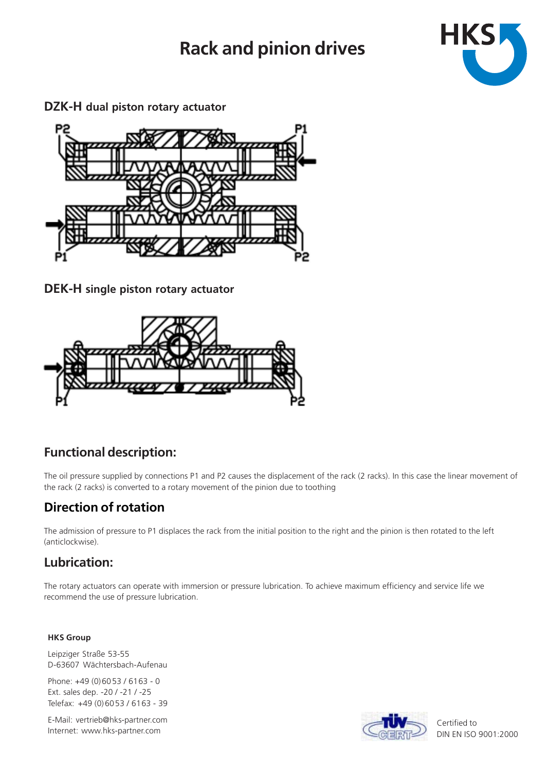# Rack and pinion drives

## DZK-H dual piston rotary actuator

P2 P1

P1 P2

## DEK-H single piston rotary actuator

P1 P2

## Functional description:

The oil pressure supplied by connections P1 and P2 causes the displacement of the rack (2 racks). In this case the linear movement of the rack (2 racks) is converted to a rotary movement of the pinion due to toothing

## Direction of rotation

The admission of pressure to P1 displaces the rack from the initial position to the right and the pinion is then rotated to the left (anticlockwise).

## Lubrication:

The rotary actuators can operate with immersion or pressure lubrication. To achieve maximum efficiency and service life we recommend the use of pressure lubrication.

**HKS Group**

Leipziger Straße 53-55
D-63607 Wächtersbach-Aufenau

Phone: +49 (0) 6053 / 6163 - 0
Ext. sales dep. -20 / -21 / -25
Telefax: +49 (0) 6053 / 6163 - 39

E-Mail: vertrieb@hks-partner.com
Internet: www.hks-partner.com

Certified to
DIN EN ISO 9001:2000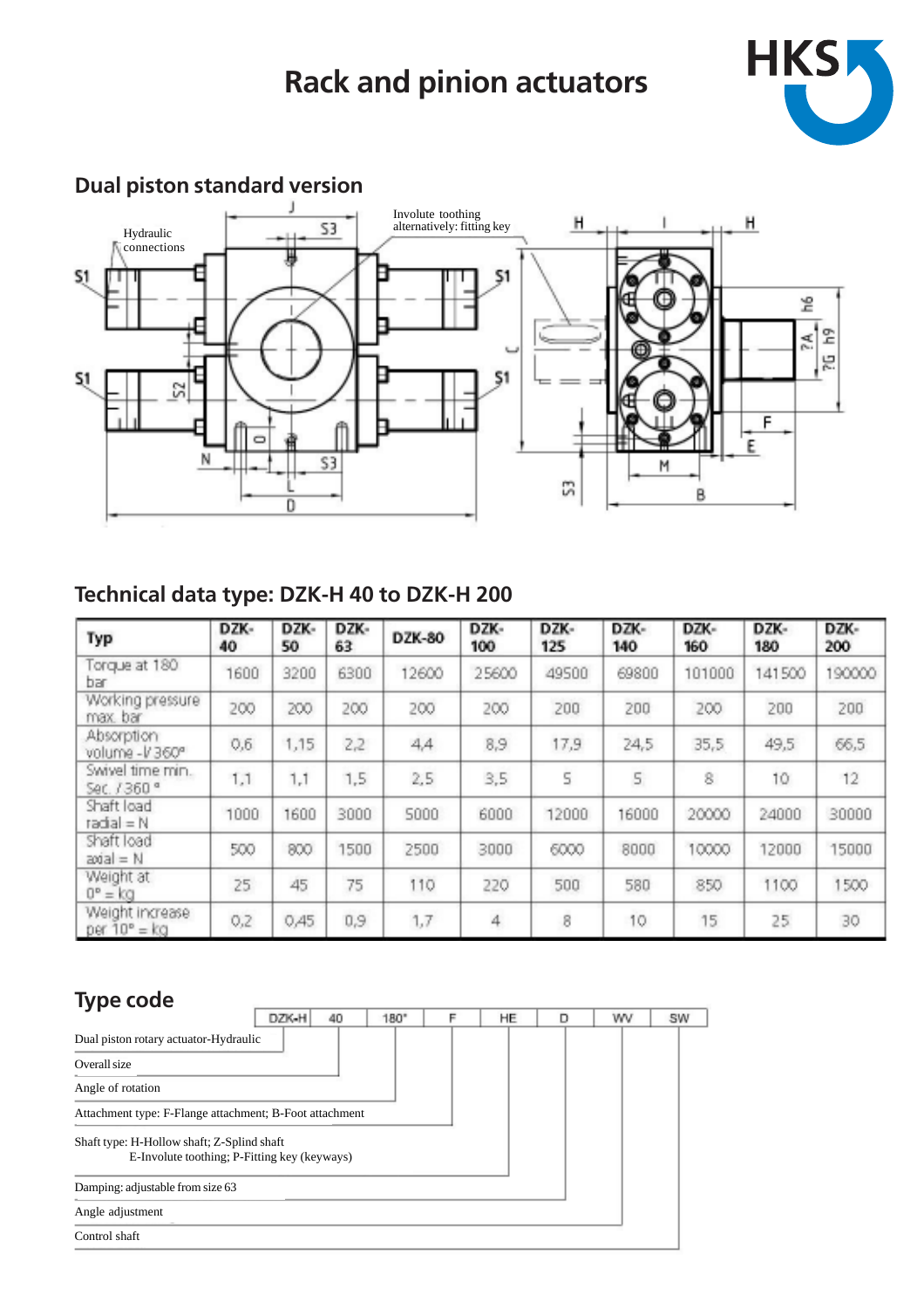# Rack and pinion actuators

## Dual piston standard version

Hydraulic connections

Involute toothing alternatively: fitting key

## Technical data type: DZK-H 40 to DZK-H 200

| Typ | DZK-40 | DZK-50 | DZK-63 | DZK-80 | DZK-100 | DZK-125 | DZK-140 | DZK-160 | DZK-180 | DZK-200 |
|---|---|---|---|---|---|---|---|---|---|---|
| Torque at 180 bar | 1600 | 3200 | 6300 | 12600 | 25600 | 49500 | 69800 | 101000 | 141500 | 190000 |
| Working pressure max. bar | 200 | 200 | 200 | 200 | 200 | 200 | 200 | 200 | 200 | 200 |
| Absorption volume -l/ 360° | 0,6 | 1,15 | 2,2 | 4,4 | 8,9 | 17,9 | 24,5 | 35,5 | 49,5 | 66,5 |
| Swivel time min. Sec. / 360 ° | 1,1 | 1,1 | 1,5 | 2,5 | 3,5 | 5 | 5 | 8 | 10 | 12 |
| Shaft load radial = N | 1000 | 1600 | 3000 | 5000 | 6000 | 12000 | 16000 | 20000 | 24000 | 30000 |
| Shaft load axial = N | 500 | 800 | 1500 | 2500 | 3000 | 6000 | 8000 | 10000 | 12000 | 15000 |
| Weight at 0° = kg | 25 | 45 | 75 | 110 | 220 | 500 | 580 | 850 | 1100 | 1500 |
| Weight increase per 10° = kg | 0,2 | 0,45 | 0,9 | 1,7 | 4 | 8 | 10 | 15 | 25 | 30 |

## Type code

| DZK-H | 40 | 180° | F | HE | D | WV | SW |
|---|---|---|---|---|---|---|---|

- DZK-H: Dual piston rotary actuator-Hydraulic
- 40: Overall size
- 180°: Angle of rotation
- F: Attachment type: F-Flange attachment; B-Foot attachment
- HE: Shaft type: H-Hollow shaft; Z-Splind shaft; E-Involute toothing; P-Fitting key (keyways)
- D: Damping: adjustable from size 63
- WV: Angle adjustment
- SW: Control shaft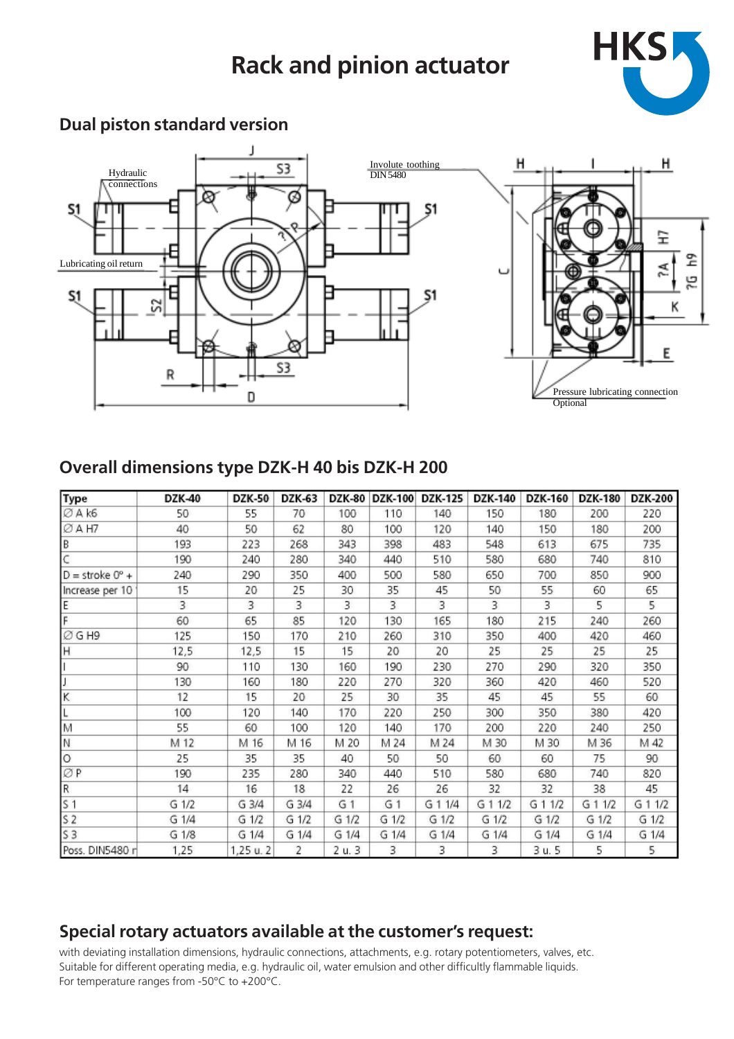# Rack and pinion actuator

## Dual piston standard version

## Overall dimensions type DZK-H 40 bis DZK-H 200

| Type | DZK-40 | DZK-50 | DZK-63 | DZK-80 | DZK-100 | DZK-125 | DZK-140 | DZK-160 | DZK-180 | DZK-200 |
|---|---|---|---|---|---|---|---|---|---|---|
| ∅ A k6 | 50 | 55 | 70 | 100 | 110 | 140 | 150 | 180 | 200 | 220 |
| ∅ A H7 | 40 | 50 | 62 | 80 | 100 | 120 | 140 | 150 | 180 | 200 |
| B | 193 | 223 | 268 | 343 | 398 | 483 | 548 | 613 | 675 | 735 |
| C | 190 | 240 | 280 | 340 | 440 | 510 | 580 | 680 | 740 | 810 |
| D = stroke 0° + | 240 | 290 | 350 | 400 | 500 | 580 | 650 | 700 | 850 | 900 |
| Increase per 10 | 15 | 20 | 25 | 30 | 35 | 45 | 50 | 55 | 60 | 65 |
| E | 3 | 3 | 3 | 3 | 3 | 3 | 3 | 3 | 5 | 5 |
| F | 60 | 65 | 85 | 120 | 130 | 165 | 180 | 215 | 240 | 260 |
| ∅ G H9 | 125 | 150 | 170 | 210 | 260 | 310 | 350 | 400 | 420 | 460 |
| H | 12,5 | 12,5 | 15 | 15 | 20 | 20 | 25 | 25 | 25 | 25 |
| I | 90 | 110 | 130 | 160 | 190 | 230 | 270 | 290 | 320 | 350 |
| J | 130 | 160 | 180 | 220 | 270 | 320 | 360 | 420 | 460 | 520 |
| K | 12 | 15 | 20 | 25 | 30 | 35 | 45 | 45 | 55 | 60 |
| L | 100 | 120 | 140 | 170 | 220 | 250 | 300 | 350 | 380 | 420 |
| M | 55 | 60 | 100 | 120 | 140 | 170 | 200 | 220 | 240 | 250 |
| N | M 12 | M 16 | M 16 | M 20 | M 24 | M 24 | M 30 | M 30 | M 36 | M 42 |
| O | 25 | 35 | 35 | 40 | 50 | 50 | 60 | 60 | 75 | 90 |
| ∅ P | 190 | 235 | 280 | 340 | 440 | 510 | 580 | 680 | 740 | 820 |
| R | 14 | 16 | 18 | 22 | 26 | 26 | 32 | 32 | 38 | 45 |
| S 1 | G 1/2 | G 3/4 | G 3/4 | G 1 | G 1 | G 1 1/4 | G 1 1/2 | G 1 1/2 | G 1 1/2 | G 1 1/2 |
| S 2 | G 1/4 | G 1/2 | G 1/2 | G 1/2 | G 1/2 | G 1/2 | G 1/2 | G 1/2 | G 1/2 | G 1/2 |
| S 3 | G 1/8 | G 1/4 | G 1/4 | G 1/4 | G 1/4 | G 1/4 | G 1/4 | G 1/4 | G 1/4 | G 1/4 |
| Poss. DIN5480 r | 1,25 | 1,25 u. 2 | 2 | 2 u. 3 | 3 | 3 | 3 | 3 u. 5 | 5 | 5 |

## Special rotary actuators available at the customer's request:

with deviating installation dimensions, hydraulic connections, attachments, e.g. rotary potentiometers, valves, etc.
Suitable for different operating media, e.g. hydraulic oil, water emulsion and other difficultly flammable liquids.
For temperature ranges from -50°C to +200°C.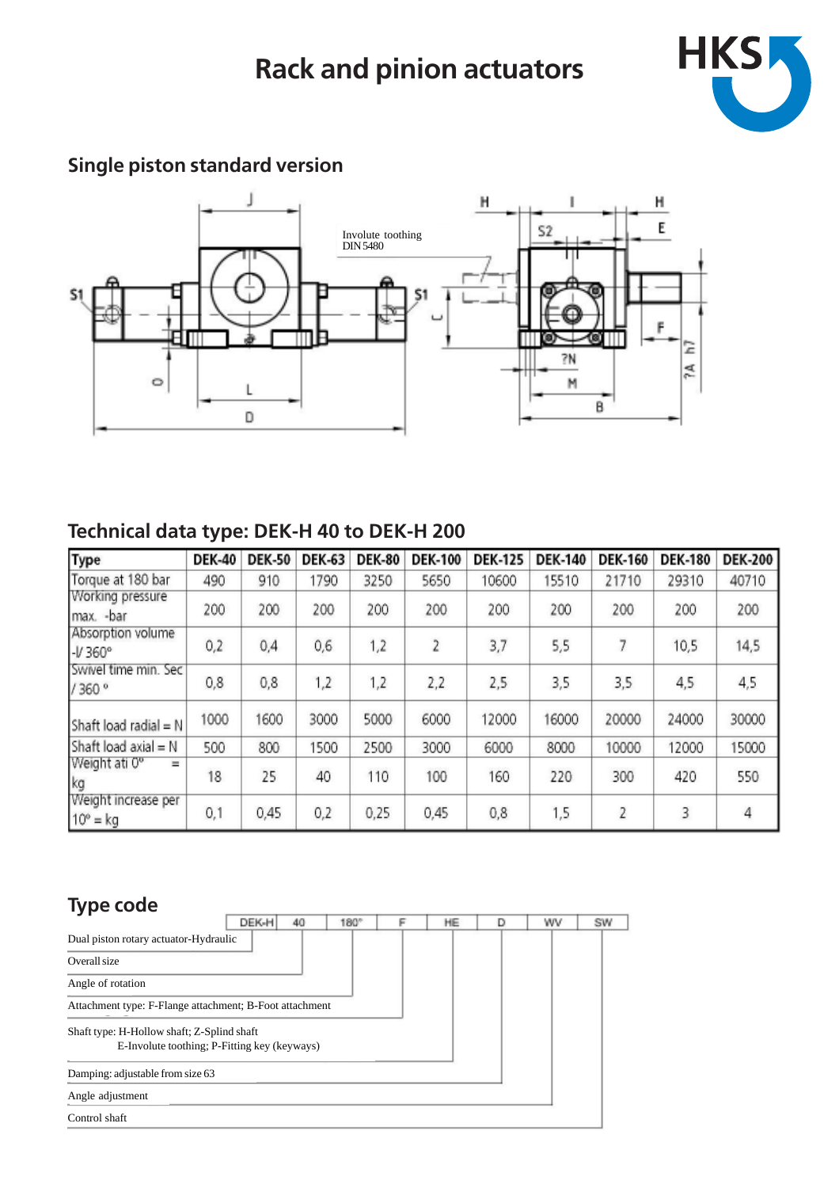# Rack and pinion actuators

## Single piston standard version

Involute toothing DIN 5480

## Technical data type: DEK-H 40 to DEK-H 200

| Type | DEK-40 | DEK-50 | DEK-63 | DEK-80 | DEK-100 | DEK-125 | DEK-140 | DEK-160 | DEK-180 | DEK-200 |
|---|---|---|---|---|---|---|---|---|---|---|
| Torque at 180 bar | 490 | 910 | 1790 | 3250 | 5650 | 10600 | 15510 | 21710 | 29310 | 40710 |
| Working pressure max. -bar | 200 | 200 | 200 | 200 | 200 | 200 | 200 | 200 | 200 | 200 |
| Absorption volume -l/ 360° | 0,2 | 0,4 | 0,6 | 1,2 | 2 | 3,7 | 5,5 | 7 | 10,5 | 14,5 |
| Swivel time min. Sec / 360 ° | 0,8 | 0,8 | 1,2 | 1,2 | 2,2 | 2,5 | 3,5 | 3,5 | 4,5 | 4,5 |
| Shaft load radial = N | 1000 | 1600 | 3000 | 5000 | 6000 | 12000 | 16000 | 20000 | 24000 | 30000 |
| Shaft load axial = N | 500 | 800 | 1500 | 2500 | 3000 | 6000 | 8000 | 10000 | 12000 | 15000 |
| Weight ati 0° = kg | 18 | 25 | 40 | 110 | 100 | 160 | 220 | 300 | 420 | 550 |
| Weight increase per 10° = kg | 0,1 | 0,45 | 0,2 | 0,25 | 0,45 | 0,8 | 1,5 | 2 | 3 | 4 |

## Type code

| DEK-H | 40 | 180° | F | HE | D | WV | SW |
|---|---|---|---|---|---|---|---|

- Dual piston rotary actuator-Hydraulic
- Overall size
- Angle of rotation
- Attachment type: F-Flange attachment; B-Foot attachment
- Shaft type: H-Hollow shaft; Z-Splind shaft
  E-Involute toothing; P-Fitting key (keyways)
- Damping: adjustable from size 63
- Angle adjustment
- Control shaft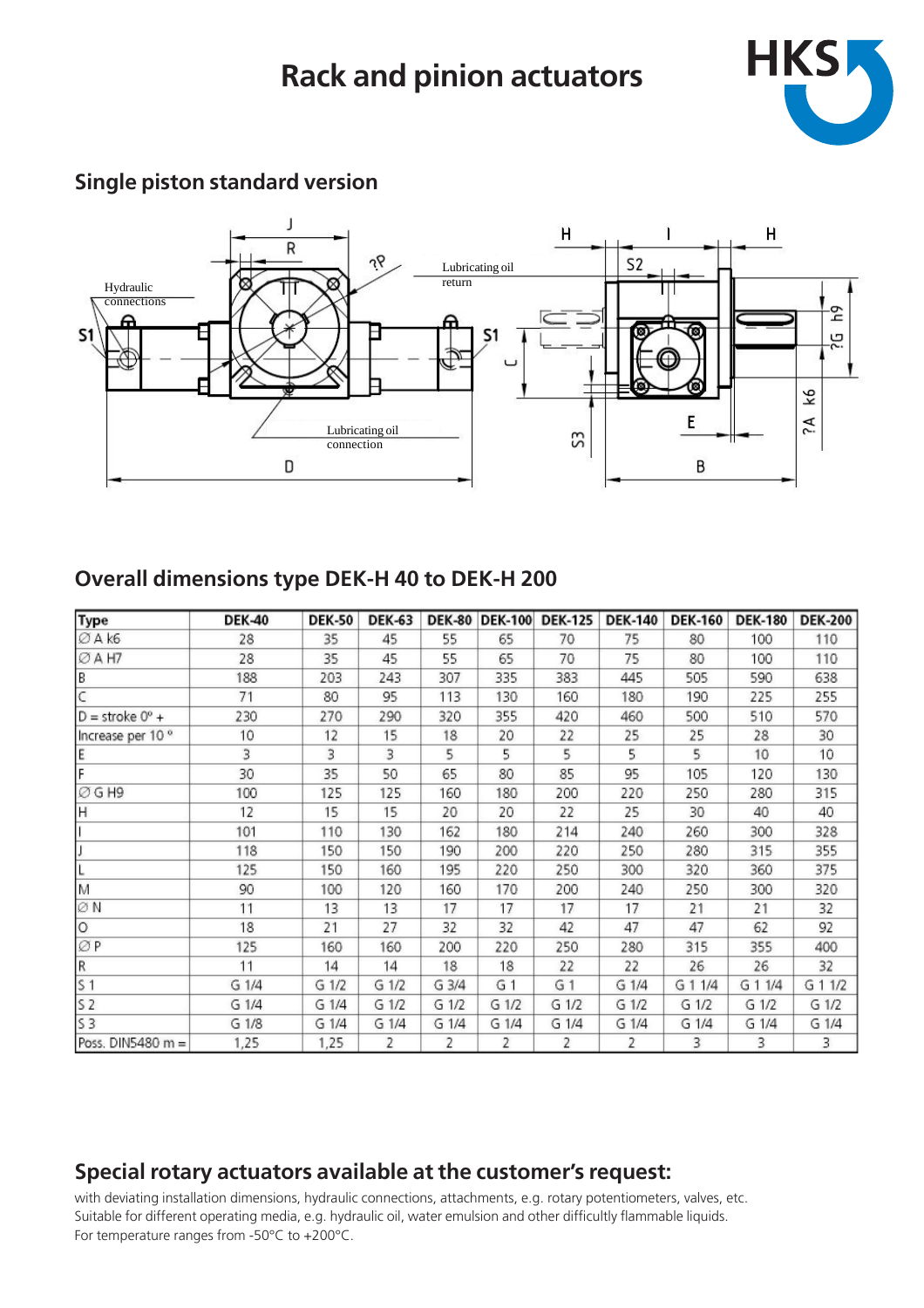# Rack and pinion actuators

## Single piston standard version

## Overall dimensions type DEK-H 40 to DEK-H 200

| Type | DEK-40 | DEK-50 | DEK-63 | DEK-80 | DEK-100 | DEK-125 | DEK-140 | DEK-160 | DEK-180 | DEK-200 |
|---|---|---|---|---|---|---|---|---|---|---|
| ∅ A k6 | 28 | 35 | 45 | 55 | 65 | 70 | 75 | 80 | 100 | 110 |
| ∅ A H7 | 28 | 35 | 45 | 55 | 65 | 70 | 75 | 80 | 100 | 110 |
| B | 188 | 203 | 243 | 307 | 335 | 383 | 445 | 505 | 590 | 638 |
| C | 71 | 80 | 95 | 113 | 130 | 160 | 180 | 190 | 225 | 255 |
| D = stroke 0° + | 230 | 270 | 290 | 320 | 355 | 420 | 460 | 500 | 510 | 570 |
| Increase per 10 ° | 10 | 12 | 15 | 18 | 20 | 22 | 25 | 25 | 28 | 30 |
| E | 3 | 3 | 3 | 5 | 5 | 5 | 5 | 5 | 10 | 10 |
| F | 30 | 35 | 50 | 65 | 80 | 85 | 95 | 105 | 120 | 130 |
| ∅ G H9 | 100 | 125 | 125 | 160 | 180 | 200 | 220 | 250 | 280 | 315 |
| H | 12 | 15 | 15 | 20 | 20 | 22 | 25 | 30 | 40 | 40 |
| I | 101 | 110 | 130 | 162 | 180 | 214 | 240 | 260 | 300 | 328 |
| J | 118 | 150 | 150 | 190 | 200 | 220 | 250 | 280 | 315 | 355 |
| L | 125 | 150 | 160 | 195 | 220 | 250 | 300 | 320 | 360 | 375 |
| M | 90 | 100 | 120 | 160 | 170 | 200 | 240 | 250 | 300 | 320 |
| ∅ N | 11 | 13 | 13 | 17 | 17 | 17 | 17 | 21 | 21 | 32 |
| O | 18 | 21 | 27 | 32 | 32 | 42 | 47 | 47 | 62 | 92 |
| ∅ P | 125 | 160 | 160 | 200 | 220 | 250 | 280 | 315 | 355 | 400 |
| R | 11 | 14 | 14 | 18 | 18 | 22 | 22 | 26 | 26 | 32 |
| S 1 | G 1/4 | G 1/2 | G 1/2 | G 3/4 | G 1 | G 1 | G 1 1/4 | G 1 1/4 | G 1 1/4 | G 1 1/2 |
| S 2 | G 1/4 | G 1/4 | G 1/2 | G 1/2 | G 1/2 | G 1/2 | G 1/2 | G 1/2 | G 1/2 | G 1/2 |
| S 3 | G 1/8 | G 1/4 | G 1/4 | G 1/4 | G 1/4 | G 1/4 | G 1/4 | G 1/4 | G 1/4 | G 1/4 |
| Poss. DIN5480 m = | 1,25 | 1,25 | 2 | 2 | 2 | 2 | 2 | 3 | 3 | 3 |

## Special rotary actuators available at the customer's request:

with deviating installation dimensions, hydraulic connections, attachments, e.g. rotary potentiometers, valves, etc.
Suitable for different operating media, e.g. hydraulic oil, water emulsion and other difficultly flammable liquids.
For temperature ranges from -50°C to +200°C.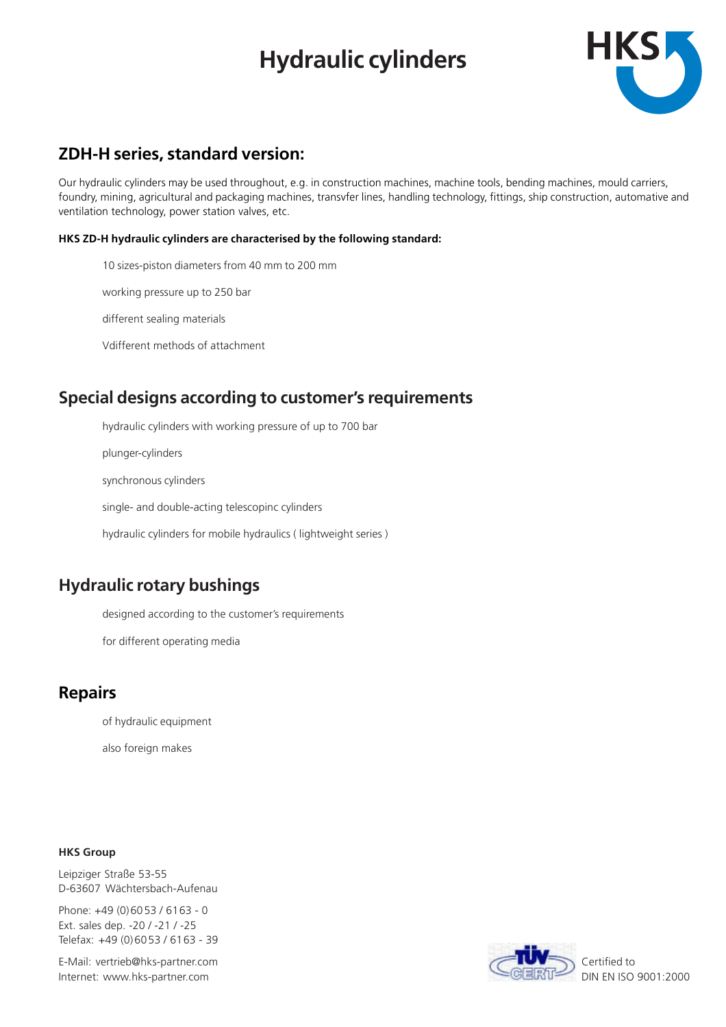# Hydraulic cylinders

## ZDH-H series, standard version:

Our hydraulic cylinders may be used throughout, e.g. in construction machines, machine tools, bending machines, mould carriers, foundry, mining, agricultural and packaging machines, transvfer lines, handling technology, fittings, ship construction, automative and ventilation technology, power station valves, etc.

**HKS ZD-H hydraulic cylinders are characterised by the following standard:**

- 10 sizes-piston diameters from 40 mm to 200 mm
- working pressure up to 250 bar
- different sealing materials
- Vdifferent methods of attachment

## Special designs according to customer's requirements

- hydraulic cylinders with working pressure of up to 700 bar
- plunger-cylinders
- synchronous cylinders
- single- and double-acting telescopinc cylinders
- hydraulic cylinders for mobile hydraulics ( lightweight series )

## Hydraulic rotary bushings

- designed according to the customer's requirements
- for different operating media

## Repairs

- of hydraulic equipment
- also foreign makes

**HKS Group**

Leipziger Straße 53-55
D-63607 Wächtersbach-Aufenau

Phone: +49 (0) 6053 / 6163 - 0
Ext. sales dep. -20 / -21 / -25
Telefax: +49 (0) 6053 / 6163 - 39

E-Mail: vertrieb@hks-partner.com
Internet: www.hks-partner.com

Certified to
DIN EN ISO 9001:2000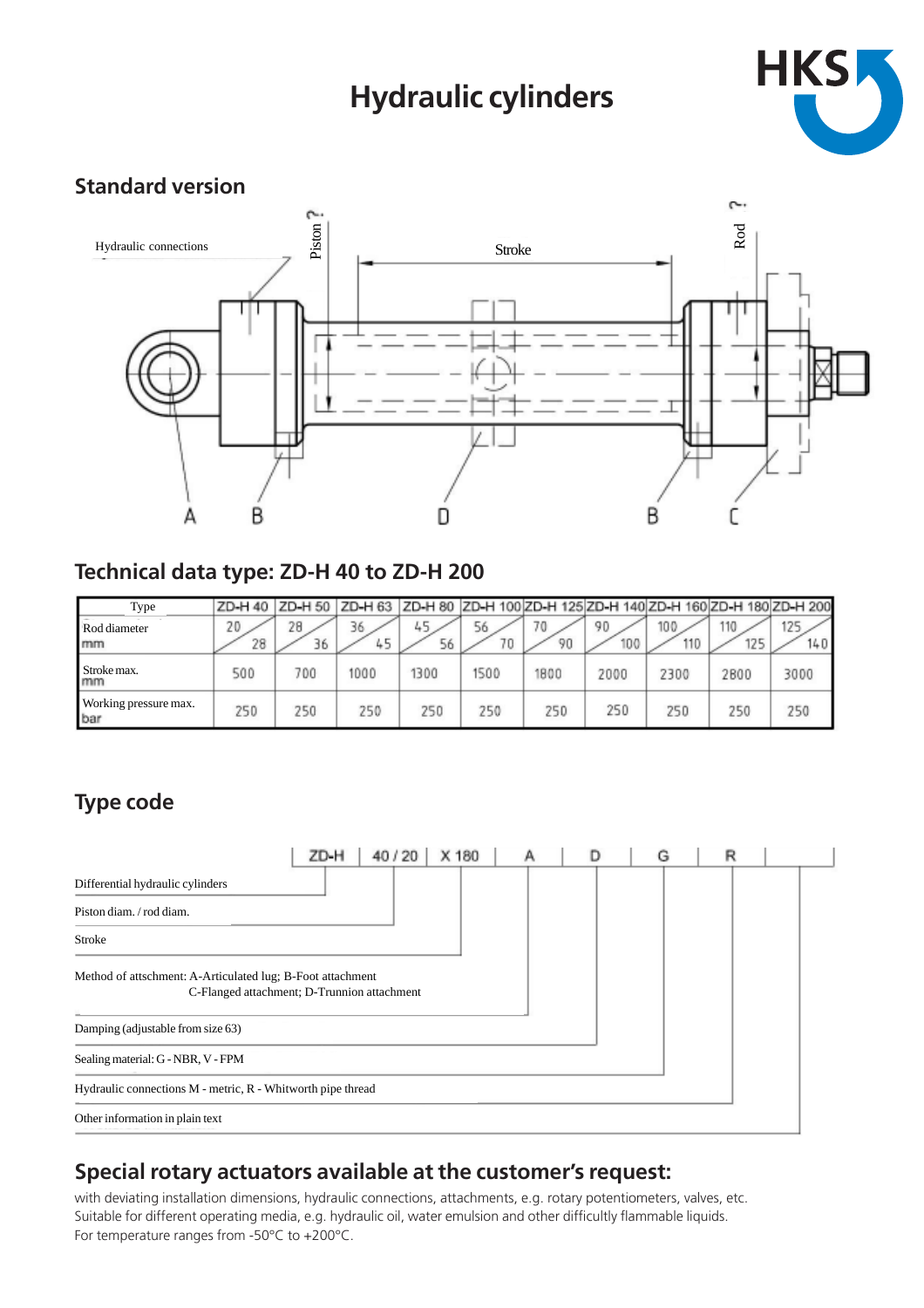# Hydraulic cylinders

## Standard version

Hydraulic connections

Piston ⌀

Stroke

Rod ⌀

A B D B C

## Technical data type: ZD-H 40 to ZD-H 200

| Type | ZD-H 40 | ZD-H 50 | ZD-H 63 | ZD-H 80 | ZD-H 100 | ZD-H 125 | ZD-H 140 | ZD-H 160 | ZD-H 180 | ZD-H 200 |
|---|---|---|---|---|---|---|---|---|---|---|
| Rod diameter mm | 20 / 28 | 28 / 36 | 36 / 45 | 45 / 56 | 56 / 70 | 70 / 90 | 90 / 100 | 100 / 110 | 110 / 125 | 125 / 140 |
| Stroke max. mm | 500 | 700 | 1000 | 1300 | 1500 | 1800 | 2000 | 2300 | 2800 | 3000 |
| Working pressure max. bar | 250 | 250 | 250 | 250 | 250 | 250 | 250 | 250 | 250 | 250 |

## Type code

| ZD-H | 40 / 20 | X 180 | A | D | G | R | |
|---|---|---|---|---|---|---|---|

- ZD-H: Differential hydraulic cylinders
- 40 / 20: Piston diam. / rod diam.
- X 180: Stroke
- A: Method of attschment: A-Articulated lug; B-Foot attachment; C-Flanged attachment; D-Trunnion attachment
- D: Damping (adjustable from size 63)
- G: Sealing material: G - NBR, V - FPM
- R: Hydraulic connections M - metric, R - Whitworth pipe thread
- Other information in plain text

## Special rotary actuators available at the customer's request:

with deviating installation dimensions, hydraulic connections, attachments, e.g. rotary potentiometers, valves, etc.
Suitable for different operating media, e.g. hydraulic oil, water emulsion and other difficultly flammable liquids.
For temperature ranges from -50°C to +200°C.